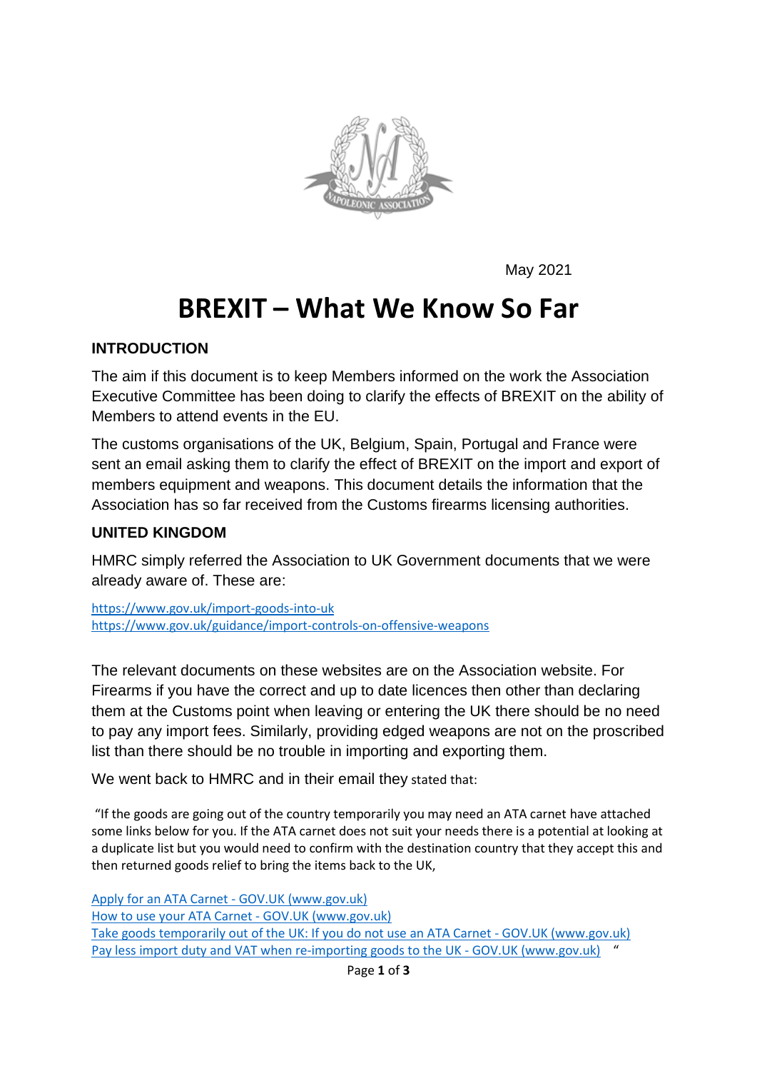May 2021

# BREXIT – What We Know So Far

## INTRODUCTION

The aim if this document is to keep Members informed on the work the Association Executive Committee has been doing to clarify the effects of BREXIT on the ability of Members to attend events in the EU.

The customs organisations of the UK, Belgium, Spain, Portugal and France were sent an email asking them to clarify the effect of BREXIT on the import and export of members equipment and weapons. This document details the information that the Association has so far received from the Customs firearms licensing authorities.

## UNITED KINGDOM

HMRC simply referred the Association to UK Government documents that we were already aware of. These are:

https://www.gov.uk/import-goods-into-uk
https://www.gov.uk/guidance/import-controls-on-offensive-weapons

The relevant documents on these websites are on the Association website. For Firearms if you have the correct and up to date licences then other than declaring them at the Customs point when leaving or entering the UK there should be no need to pay any import fees. Similarly, providing edged weapons are not on the proscribed list than there should be no trouble in importing and exporting them.

We went back to HMRC and in their email they stated that:

"If the goods are going out of the country temporarily you may need an ATA carnet have attached some links below for you. If the ATA carnet does not suit your needs there is a potential at looking at a duplicate list but you would need to confirm with the destination country that they accept this and then returned goods relief to bring the items back to the UK,

Apply for an ATA Carnet - GOV.UK (www.gov.uk)
How to use your ATA Carnet - GOV.UK (www.gov.uk)
Take goods temporarily out of the UK: If you do not use an ATA Carnet - GOV.UK (www.gov.uk)
Pay less import duty and VAT when re-importing goods to the UK - GOV.UK (www.gov.uk) "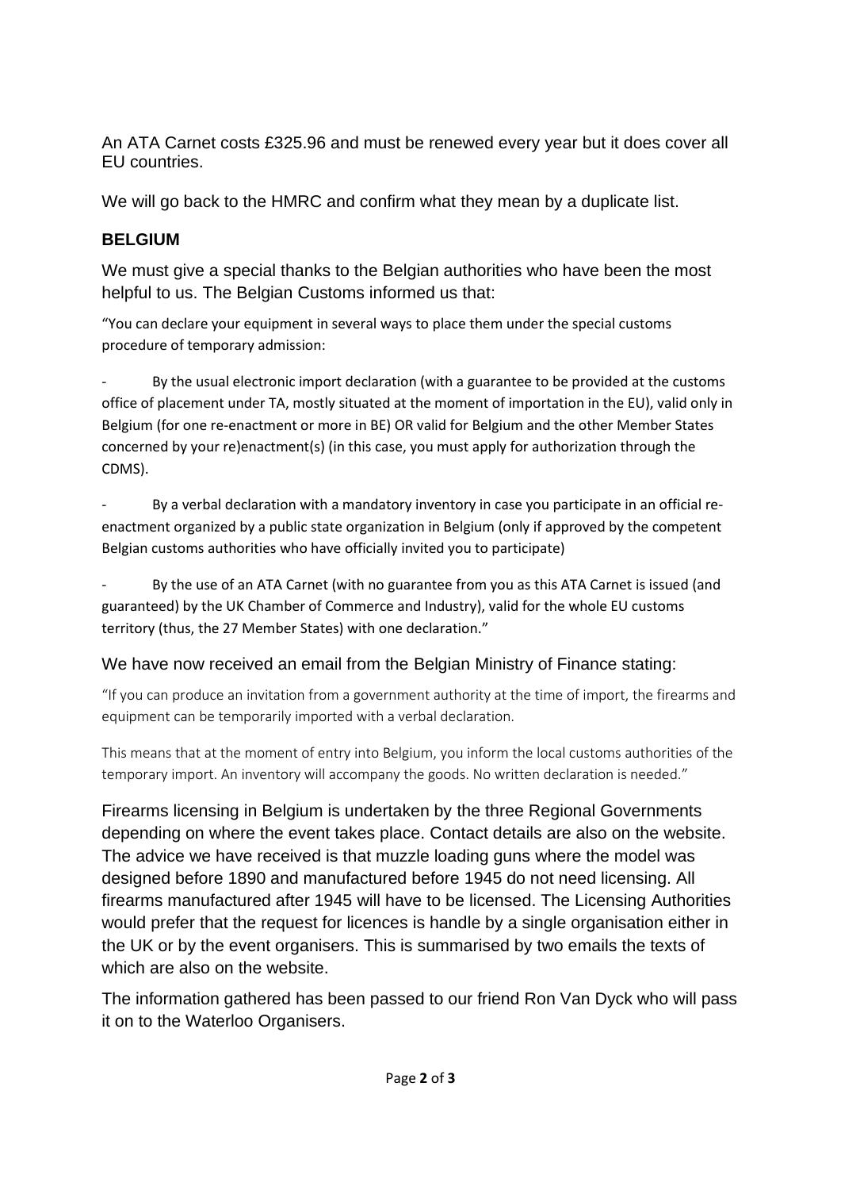An ATA Carnet costs £325.96 and must be renewed every year but it does cover all EU countries.

We will go back to the HMRC and confirm what they mean by a duplicate list.

## BELGIUM

We must give a special thanks to the Belgian authorities who have been the most helpful to us. The Belgian Customs informed us that:

"You can declare your equipment in several ways to place them under the special customs procedure of temporary admission:

- By the usual electronic import declaration (with a guarantee to be provided at the customs office of placement under TA, mostly situated at the moment of importation in the EU), valid only in Belgium (for one re-enactment or more in BE) OR valid for Belgium and the other Member States concerned by your re)enactment(s) (in this case, you must apply for authorization through the CDMS).
- By a verbal declaration with a mandatory inventory in case you participate in an official re-enactment organized by a public state organization in Belgium (only if approved by the competent Belgian customs authorities who have officially invited you to participate)
- By the use of an ATA Carnet (with no guarantee from you as this ATA Carnet is issued (and guaranteed) by the UK Chamber of Commerce and Industry), valid for the whole EU customs territory (thus, the 27 Member States) with one declaration."

We have now received an email from the Belgian Ministry of Finance stating:

"If you can produce an invitation from a government authority at the time of import, the firearms and equipment can be temporarily imported with a verbal declaration.

This means that at the moment of entry into Belgium, you inform the local customs authorities of the temporary import. An inventory will accompany the goods. No written declaration is needed."

Firearms licensing in Belgium is undertaken by the three Regional Governments depending on where the event takes place. Contact details are also on the website. The advice we have received is that muzzle loading guns where the model was designed before 1890 and manufactured before 1945 do not need licensing. All firearms manufactured after 1945 will have to be licensed. The Licensing Authorities would prefer that the request for licences is handle by a single organisation either in the UK or by the event organisers. This is summarised by two emails the texts of which are also on the website.

The information gathered has been passed to our friend Ron Van Dyck who will pass it on to the Waterloo Organisers.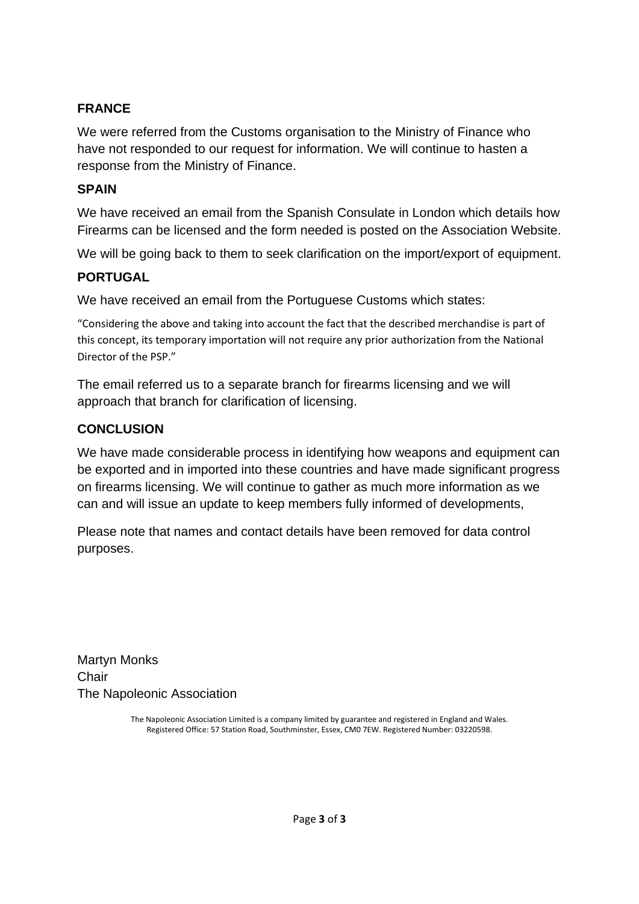## FRANCE

We were referred from the Customs organisation to the Ministry of Finance who have not responded to our request for information. We will continue to hasten a response from the Ministry of Finance.

## SPAIN

We have received an email from the Spanish Consulate in London which details how Firearms can be licensed and the form needed is posted on the Association Website.

We will be going back to them to seek clarification on the import/export of equipment.

## PORTUGAL

We have received an email from the Portuguese Customs which states:

"Considering the above and taking into account the fact that the described merchandise is part of this concept, its temporary importation will not require any prior authorization from the National Director of the PSP."

The email referred us to a separate branch for firearms licensing and we will approach that branch for clarification of licensing.

## CONCLUSION

We have made considerable process in identifying how weapons and equipment can be exported and in imported into these countries and have made significant progress on firearms licensing. We will continue to gather as much more information as we can and will issue an update to keep members fully informed of developments,

Please note that names and contact details have been removed for data control purposes.

Martyn Monks
Chair
The Napoleonic Association

The Napoleonic Association Limited is a company limited by guarantee and registered in England and Wales. Registered Office: 57 Station Road, Southminster, Essex, CM0 7EW. Registered Number: 03220598.